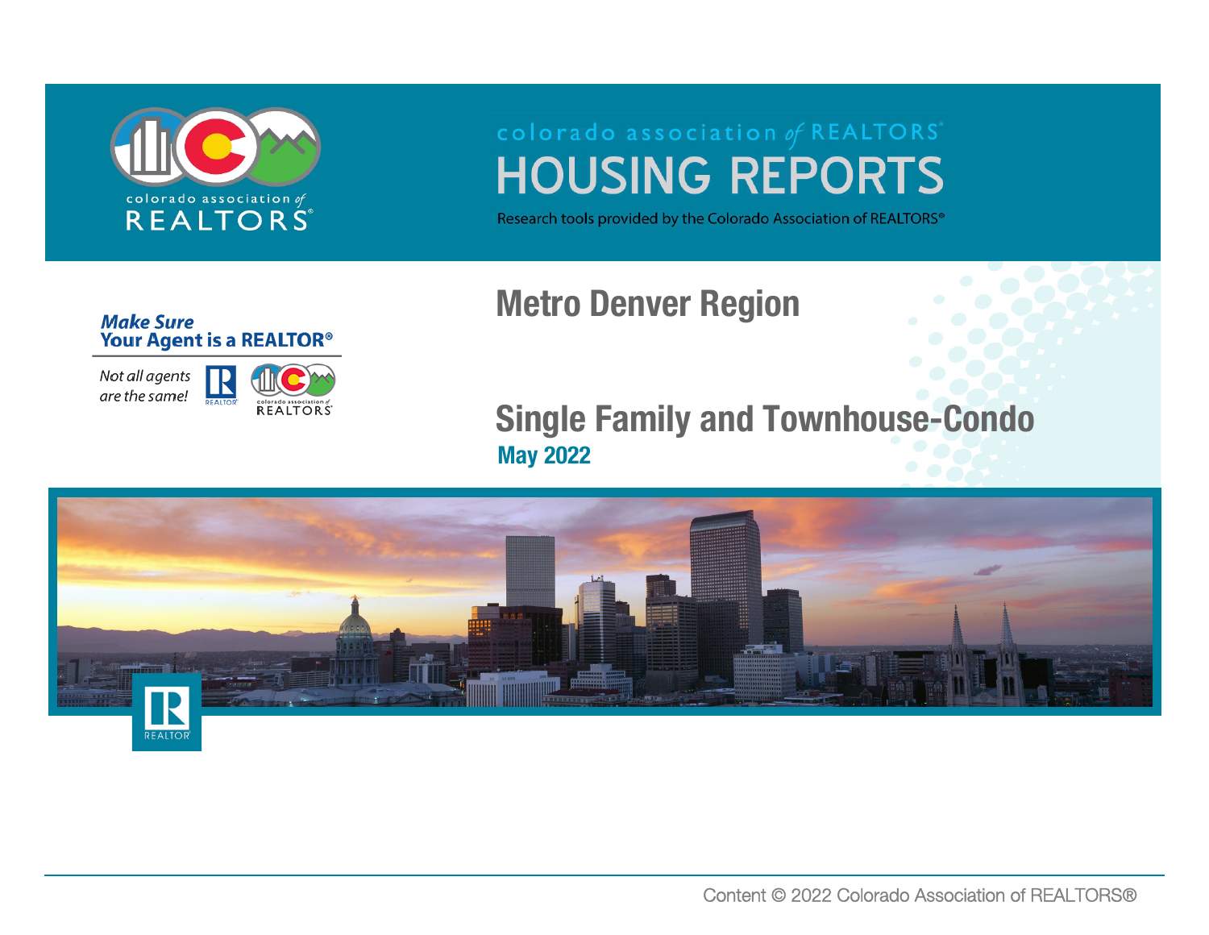colorado association of REALTORS®

# HOUSING REPORTS

Research tools provided by the Colorado Association of REALTORS®

**Make Sure Your Agent is a REALTOR®**

*Not all agents are the same!*

## Metro Denver Region

## Single Family and Townhouse-Condo

### May 2022

Content © 2022 Colorado Association of REALTORS®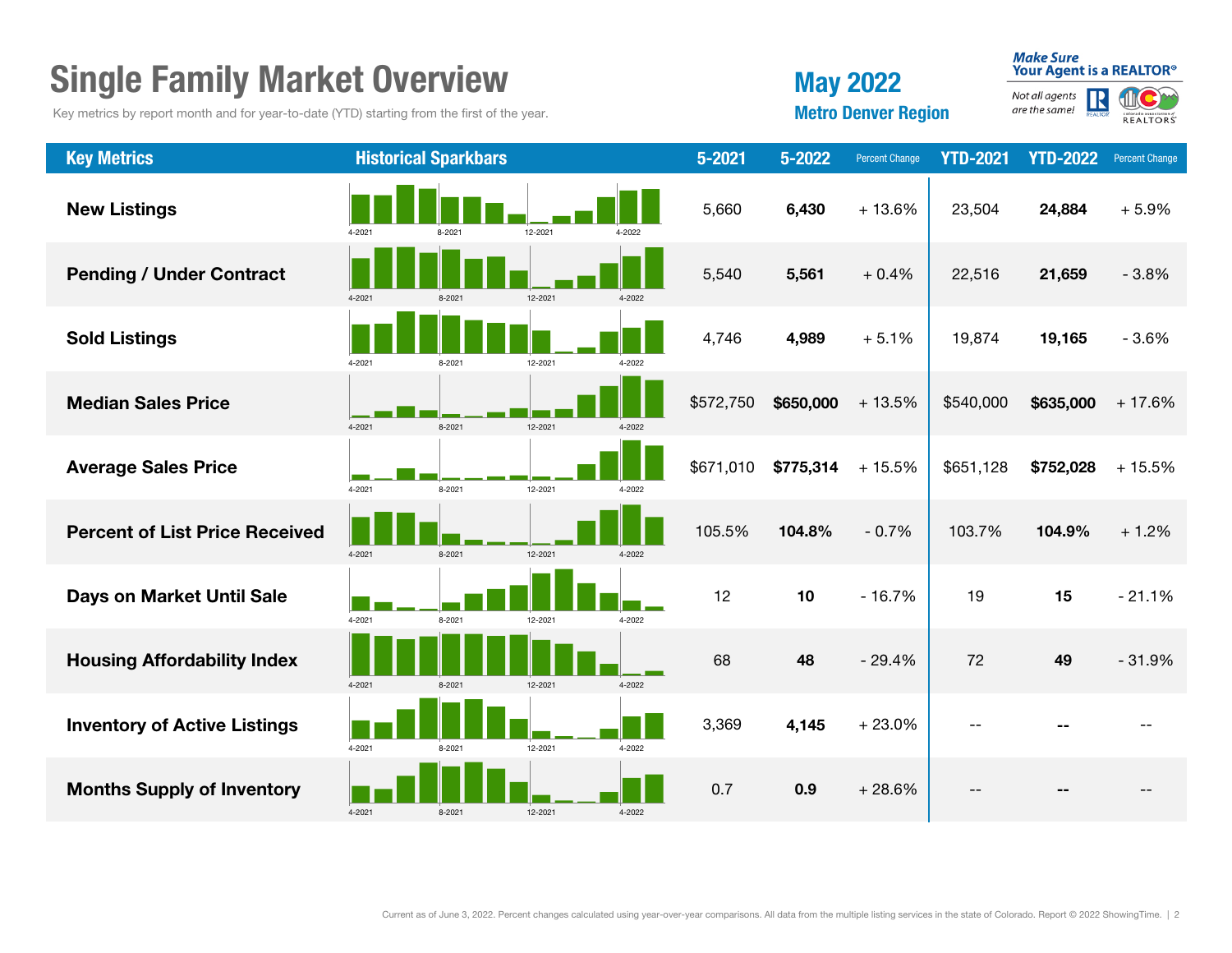# Single Family Market Overview

Key metrics by report month and for year-to-date (YTD) starting from the first of the year.

## May 2022

### Metro Denver Region

| Key Metrics | Historical Sparkbars | 5-2021 | 5-2022 | Percent Change | YTD-2021 | YTD-2022 | Percent Change |
|---|---|---|---|---|---|---|---|
| **New Listings** | 4-2021 8-2021 12-2021 4-2022 | 5,660 | **6,430** | + 13.6% | 23,504 | **24,884** | + 5.9% |
| **Pending / Under Contract** | 4-2021 8-2021 12-2021 4-2022 | 5,540 | **5,561** | + 0.4% | 22,516 | **21,659** | - 3.8% |
| **Sold Listings** | 4-2021 8-2021 12-2021 4-2022 | 4,746 | **4,989** | + 5.1% | 19,874 | **19,165** | - 3.6% |
| **Median Sales Price** | 4-2021 8-2021 12-2021 4-2022 | $572,750 | **$650,000** | + 13.5% | $540,000 | **$635,000** | + 17.6% |
| **Average Sales Price** | 4-2021 8-2021 12-2021 4-2022 | $671,010 | **$775,314** | + 15.5% | $651,128 | **$752,028** | + 15.5% |
| **Percent of List Price Received** | 4-2021 8-2021 12-2021 4-2022 | 105.5% | **104.8%** | - 0.7% | 103.7% | **104.9%** | + 1.2% |
| **Days on Market Until Sale** | 4-2021 8-2021 12-2021 4-2022 | 12 | **10** | - 16.7% | 19 | **15** | - 21.1% |
| **Housing Affordability Index** | 4-2021 8-2021 12-2021 4-2022 | 68 | **48** | - 29.4% | 72 | **49** | - 31.9% |
| **Inventory of Active Listings** | 4-2021 8-2021 12-2021 4-2022 | 3,369 | **4,145** | + 23.0% | -- | **--** | -- |
| **Months Supply of Inventory** | 4-2021 8-2021 12-2021 4-2022 | 0.7 | **0.9** | + 28.6% | -- | **--** | -- |

Current as of June 3, 2022. Percent changes calculated using year-over-year comparisons. All data from the multiple listing services in the state of Colorado. Report © 2022 ShowingTime.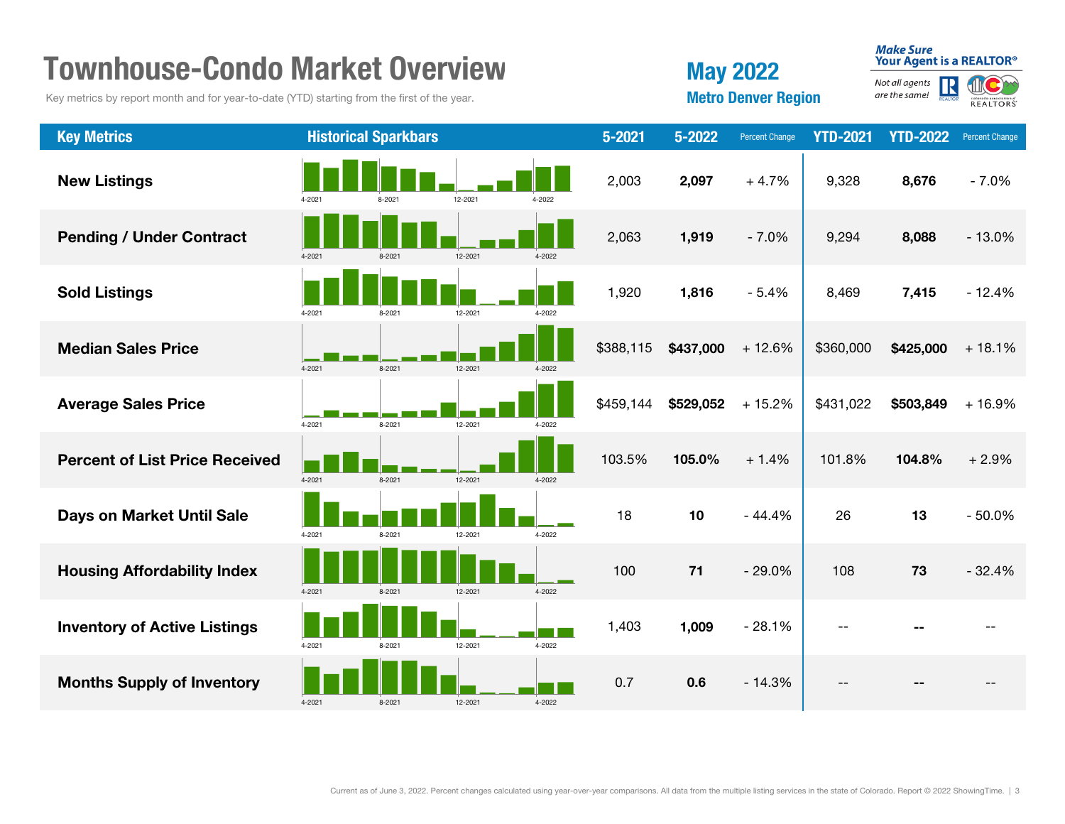# Townhouse-Condo Market Overview

Key metrics by report month and for year-to-date (YTD) starting from the first of the year.

## May 2022

### Metro Denver Region

*Make Sure Your Agent is a REALTOR®* — *Not all agents are the same!*

| Key Metrics | Historical Sparkbars | 5-2021 | 5-2022 | Percent Change | YTD-2021 | YTD-2022 | Percent Change |
|---|---|---|---|---|---|---|---|
| **New Listings** | 4-2021 8-2021 12-2021 4-2022 | 2,003 | **2,097** | + 4.7% | 9,328 | **8,676** | - 7.0% |
| **Pending / Under Contract** | 4-2021 8-2021 12-2021 4-2022 | 2,063 | **1,919** | - 7.0% | 9,294 | **8,088** | - 13.0% |
| **Sold Listings** | 4-2021 8-2021 12-2021 4-2022 | 1,920 | **1,816** | - 5.4% | 8,469 | **7,415** | - 12.4% |
| **Median Sales Price** | 4-2021 8-2021 12-2021 4-2022 | $388,115 | **$437,000** | + 12.6% | $360,000 | **$425,000** | + 18.1% |
| **Average Sales Price** | 4-2021 8-2021 12-2021 4-2022 | $459,144 | **$529,052** | + 15.2% | $431,022 | **$503,849** | + 16.9% |
| **Percent of List Price Received** | 4-2021 8-2021 12-2021 4-2022 | 103.5% | **105.0%** | + 1.4% | 101.8% | **104.8%** | + 2.9% |
| **Days on Market Until Sale** | 4-2021 8-2021 12-2021 4-2022 | 18 | **10** | - 44.4% | 26 | **13** | - 50.0% |
| **Housing Affordability Index** | 4-2021 8-2021 12-2021 4-2022 | 100 | **71** | - 29.0% | 108 | **73** | - 32.4% |
| **Inventory of Active Listings** | 4-2021 8-2021 12-2021 4-2022 | 1,403 | **1,009** | - 28.1% | -- | **--** | -- |
| **Months Supply of Inventory** | 4-2021 8-2021 12-2021 4-2022 | 0.7 | **0.6** | - 14.3% | -- | **--** | -- |

Current as of June 3, 2022. Percent changes calculated using year-over-year comparisons. All data from the multiple listing services in the state of Colorado. Report © 2022 ShowingTime.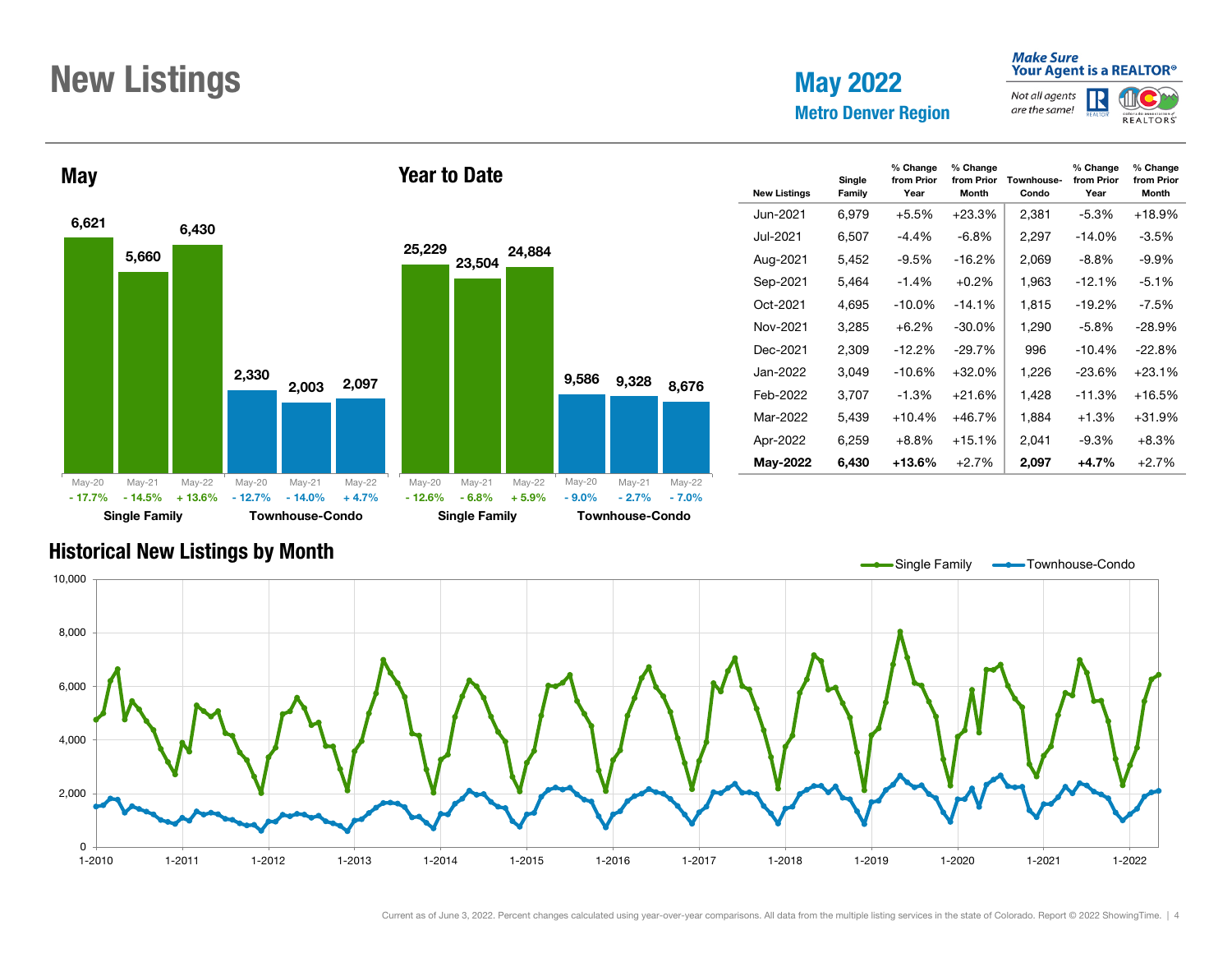# New Listings

## May 2022
### Metro Denver Region

*Make Sure Your Agent is a REALTOR®* — *Not all agents are the same!*

### May

| | May-20 | May-21 | May-22 |
|---|---|---|---|
| Single Family | 6,621 | 5,660 | 6,430 |
| % Change | - 17.7% | - 14.5% | + 13.6% |
| Townhouse-Condo | 2,330 | 2,003 | 2,097 |
| % Change | - 12.7% | - 14.0% | + 4.7% |

### Year to Date

| | May-20 | May-21 | May-22 |
|---|---|---|---|
| Single Family | 25,229 | 23,504 | 24,884 |
| % Change | - 12.6% | - 6.8% | + 5.9% |
| Townhouse-Condo | 9,586 | 9,328 | 8,676 |
| % Change | - 9.0% | - 2.7% | - 7.0% |

| New Listings | Single Family | % Change from Prior Year | % Change from Prior Month | Townhouse-Condo | % Change from Prior Year | % Change from Prior Month |
|---|---|---|---|---|---|---|
| Jun-2021 | 6,979 | +5.5% | +23.3% | 2,381 | -5.3% | +18.9% |
| Jul-2021 | 6,507 | -4.4% | -6.8% | 2,297 | -14.0% | -3.5% |
| Aug-2021 | 5,452 | -9.5% | -16.2% | 2,069 | -8.8% | -9.9% |
| Sep-2021 | 5,464 | -1.4% | +0.2% | 1,963 | -12.1% | -5.1% |
| Oct-2021 | 4,695 | -10.0% | -14.1% | 1,815 | -19.2% | -7.5% |
| Nov-2021 | 3,285 | +6.2% | -30.0% | 1,290 | -5.8% | -28.9% |
| Dec-2021 | 2,309 | -12.2% | -29.7% | 996 | -10.4% | -22.8% |
| Jan-2022 | 3,049 | -10.6% | +32.0% | 1,226 | -23.6% | +23.1% |
| Feb-2022 | 3,707 | -1.3% | +21.6% | 1,428 | -11.3% | +16.5% |
| Mar-2022 | 5,439 | +10.4% | +46.7% | 1,884 | +1.3% | +31.9% |
| Apr-2022 | 6,259 | +8.8% | +15.1% | 2,041 | -9.3% | +8.3% |
| **May-2022** | **6,430** | **+13.6%** | +2.7% | **2,097** | **+4.7%** | +2.7% |

## Historical New Listings by Month

Single Family — Townhouse-Condo

Current as of June 3, 2022. Percent changes calculated using year-over-year comparisons. All data from the multiple listing services in the state of Colorado. Report © 2022 ShowingTime.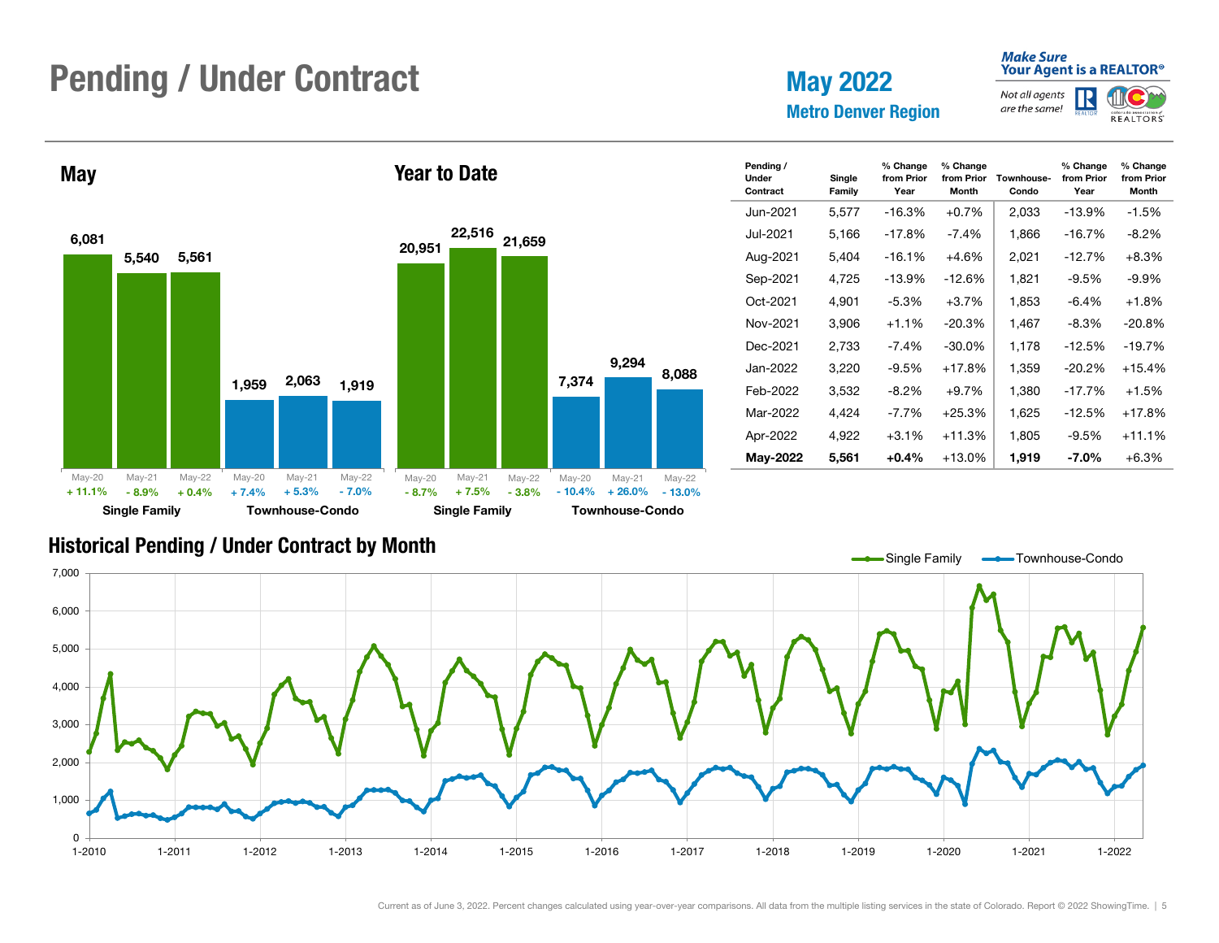# Pending / Under Contract

## May 2022
### Metro Denver Region

Make Sure Your Agent is a REALTOR®
*Not all agents are the same!*

## May

| | May-20 | May-21 | May-22 |
|---|---|---|---|
| Single Family | 6,081 | 5,540 | 5,561 |
| % Change | + 11.1% | - 8.9% | + 0.4% |
| Townhouse-Condo | 1,959 | 2,063 | 1,919 |
| % Change | + 7.4% | + 5.3% | - 7.0% |

## Year to Date

| | May-20 | May-21 | May-22 |
|---|---|---|---|
| Single Family | 20,951 | 22,516 | 21,659 |
| % Change | - 8.7% | + 7.5% | - 3.8% |
| Townhouse-Condo | 7,374 | 9,294 | 8,088 |
| % Change | - 10.4% | + 26.0% | - 13.0% |

| Pending / Under Contract | Single Family | % Change from Prior Year | % Change from Prior Month | Townhouse-Condo | % Change from Prior Year | % Change from Prior Month |
|---|---|---|---|---|---|---|
| Jun-2021 | 5,577 | -16.3% | +0.7% | 2,033 | -13.9% | -1.5% |
| Jul-2021 | 5,166 | -17.8% | -7.4% | 1,866 | -16.7% | -8.2% |
| Aug-2021 | 5,404 | -16.1% | +4.6% | 2,021 | -12.7% | +8.3% |
| Sep-2021 | 4,725 | -13.9% | -12.6% | 1,821 | -9.5% | -9.9% |
| Oct-2021 | 4,901 | -5.3% | +3.7% | 1,853 | -6.4% | +1.8% |
| Nov-2021 | 3,906 | +1.1% | -20.3% | 1,467 | -8.3% | -20.8% |
| Dec-2021 | 2,733 | -7.4% | -30.0% | 1,178 | -12.5% | -19.7% |
| Jan-2022 | 3,220 | -9.5% | +17.8% | 1,359 | -20.2% | +15.4% |
| Feb-2022 | 3,532 | -8.2% | +9.7% | 1,380 | -17.7% | +1.5% |
| Mar-2022 | 4,424 | -7.7% | +25.3% | 1,625 | -12.5% | +17.8% |
| Apr-2022 | 4,922 | +3.1% | +11.3% | 1,805 | -9.5% | +11.1% |
| **May-2022** | **5,561** | **+0.4%** | +13.0% | **1,919** | **-7.0%** | +6.3% |

## Historical Pending / Under Contract by Month

Current as of June 3, 2022. Percent changes calculated using year-over-year comparisons. All data from the multiple listing services in the state of Colorado. Report © 2022 ShowingTime.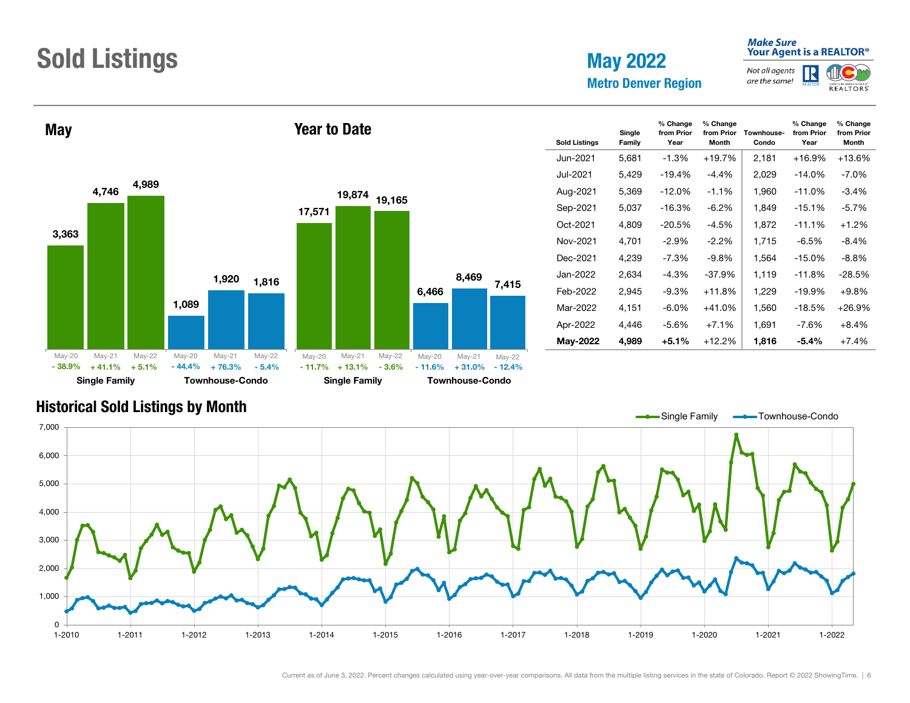# Sold Listings

## May 2022
### Metro Denver Region

*Make Sure Your Agent is a REALTOR®*
*Not all agents are the same!*

### May

| | May-20 | May-21 | May-22 |
|---|---|---|---|
| Single Family | 3,363 | 4,746 | 4,989 |
| % Change | - 38.9% | + 41.1% | + 5.1% |
| Townhouse-Condo | 1,089 | 1,920 | 1,816 |
| % Change | - 44.4% | + 76.3% | - 5.4% |

### Year to Date

| | May-20 | May-21 | May-22 |
|---|---|---|---|
| Single Family | 17,571 | 19,874 | 19,165 |
| % Change | - 11.7% | + 13.1% | - 3.6% |
| Townhouse-Condo | 6,466 | 8,469 | 7,415 |
| % Change | - 11.6% | + 31.0% | - 12.4% |

| Sold Listings | Single Family | % Change from Prior Year | % Change from Prior Month | Townhouse-Condo | % Change from Prior Year | % Change from Prior Month |
|---|---|---|---|---|---|---|
| Jun-2021 | 5,681 | -1.3% | +19.7% | 2,181 | +16.9% | +13.6% |
| Jul-2021 | 5,429 | -19.4% | -4.4% | 2,029 | -14.0% | -7.0% |
| Aug-2021 | 5,369 | -12.0% | -1.1% | 1,960 | -11.0% | -3.4% |
| Sep-2021 | 5,037 | -16.3% | -6.2% | 1,849 | -15.1% | -5.7% |
| Oct-2021 | 4,809 | -20.5% | -4.5% | 1,872 | -11.1% | +1.2% |
| Nov-2021 | 4,701 | -2.9% | -2.2% | 1,715 | -6.5% | -8.4% |
| Dec-2021 | 4,239 | -7.3% | -9.8% | 1,564 | -15.0% | -8.8% |
| Jan-2022 | 2,634 | -4.3% | -37.9% | 1,119 | -11.8% | -28.5% |
| Feb-2022 | 2,945 | -9.3% | +11.8% | 1,229 | -19.9% | +9.8% |
| Mar-2022 | 4,151 | -6.0% | +41.0% | 1,560 | -18.5% | +26.9% |
| Apr-2022 | 4,446 | -5.6% | +7.1% | 1,691 | -7.6% | +8.4% |
| **May-2022** | **4,989** | **+5.1%** | +12.2% | **1,816** | **-5.4%** | +7.4% |

## Historical Sold Listings by Month

Single Family — Townhouse-Condo

Current as of June 3, 2022. Percent changes calculated using year-over-year comparisons. All data from the multiple listing services in the state of Colorado. Report © 2022 ShowingTime.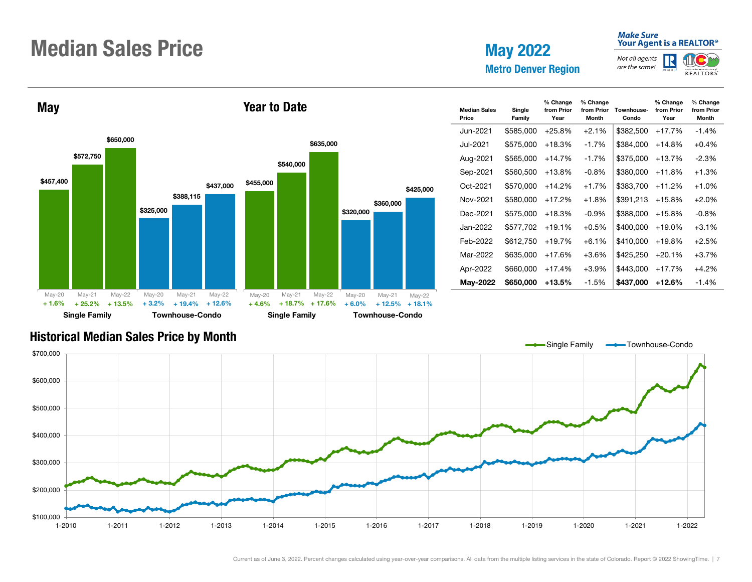# Median Sales Price

## May 2022

### Metro Denver Region

*Make Sure Your Agent is a REALTOR®* — *Not all agents are the same!*

### May

| | May-20 | May-21 | May-22 |
|---|---|---|---|
| Single Family | $457,400 (+ 1.6%) | $572,750 (+ 25.2%) | $650,000 (+ 13.5%) |
| Townhouse-Condo | $325,000 (+ 3.2%) | $388,115 (+ 19.4%) | $437,000 (+ 12.6%) |

### Year to Date

| | May-20 | May-21 | May-22 |
|---|---|---|---|
| Single Family | $455,000 (+ 4.6%) | $540,000 (+ 18.7%) | $635,000 (+ 17.6%) |
| Townhouse-Condo | $320,000 (+ 6.0%) | $360,000 (+ 12.5%) | $425,000 (+ 18.1%) |

| Median Sales Price | Single Family | % Change from Prior Year | % Change from Prior Month | Townhouse-Condo | % Change from Prior Year | % Change from Prior Month |
|---|---|---|---|---|---|---|
| Jun-2021 | $585,000 | +25.8% | +2.1% | $382,500 | +17.7% | -1.4% |
| Jul-2021 | $575,000 | +18.3% | -1.7% | $384,000 | +14.8% | +0.4% |
| Aug-2021 | $565,000 | +14.7% | -1.7% | $375,000 | +13.7% | -2.3% |
| Sep-2021 | $560,500 | +13.8% | -0.8% | $380,000 | +11.8% | +1.3% |
| Oct-2021 | $570,000 | +14.2% | +1.7% | $383,700 | +11.2% | +1.0% |
| Nov-2021 | $580,000 | +17.2% | +1.8% | $391,213 | +15.8% | +2.0% |
| Dec-2021 | $575,000 | +18.3% | -0.9% | $388,000 | +15.8% | -0.8% |
| Jan-2022 | $577,702 | +19.1% | +0.5% | $400,000 | +19.0% | +3.1% |
| Feb-2022 | $612,750 | +19.7% | +6.1% | $410,000 | +19.8% | +2.5% |
| Mar-2022 | $635,000 | +17.6% | +3.6% | $425,250 | +20.1% | +3.7% |
| Apr-2022 | $660,000 | +17.4% | +3.9% | $443,000 | +17.7% | +4.2% |
| **May-2022** | **$650,000** | **+13.5%** | -1.5% | **$437,000** | **+12.6%** | -1.4% |

### Historical Median Sales Price by Month

Current as of June 3, 2022. Percent changes calculated using year-over-year comparisons. All data from the multiple listing services in the state of Colorado. Report © 2022 ShowingTime.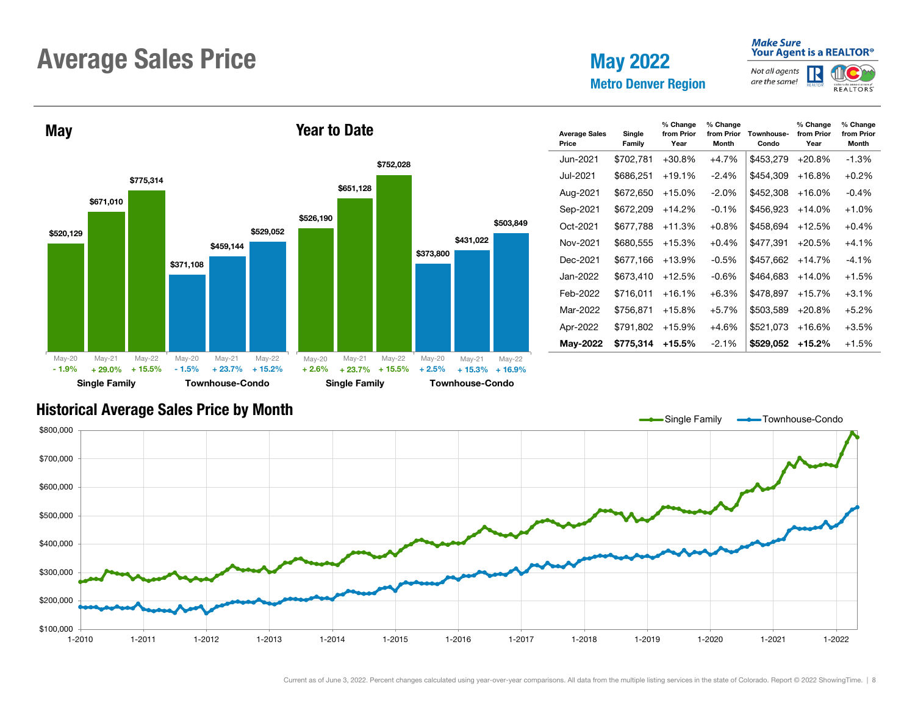# Average Sales Price

## May 2022
### Metro Denver Region

*Make Sure Your Agent is a REALTOR®*
*Not all agents are the same!*

### May

| | May-20 | May-21 | May-22 |
|---|---|---|---|
| Single Family | $520,129 | $671,010 | $775,314 |
| % Change | - 1.9% | + 29.0% | + 15.5% |
| Townhouse-Condo | $371,108 | $459,144 | $529,052 |
| % Change | - 1.5% | + 23.7% | + 15.2% |

### Year to Date

| | May-20 | May-21 | May-22 |
|---|---|---|---|
| Single Family | $526,190 | $651,128 | $752,028 |
| % Change | + 2.6% | + 23.7% | + 15.5% |
| Townhouse-Condo | $373,800 | $431,022 | $503,849 |
| % Change | + 2.5% | + 15.3% | + 16.9% |

| Average Sales Price | Single Family | % Change from Prior Year | % Change from Prior Month | Townhouse-Condo | % Change from Prior Year | % Change from Prior Month |
|---|---|---|---|---|---|---|
| Jun-2021 | $702,781 | +30.8% | +4.7% | $453,279 | +20.8% | -1.3% |
| Jul-2021 | $686,251 | +19.1% | -2.4% | $454,309 | +16.8% | +0.2% |
| Aug-2021 | $672,650 | +15.0% | -2.0% | $452,308 | +16.0% | -0.4% |
| Sep-2021 | $672,209 | +14.2% | -0.1% | $456,923 | +14.0% | +1.0% |
| Oct-2021 | $677,788 | +11.3% | +0.8% | $458,694 | +12.5% | +0.4% |
| Nov-2021 | $680,555 | +15.3% | +0.4% | $477,391 | +20.5% | +4.1% |
| Dec-2021 | $677,166 | +13.9% | -0.5% | $457,662 | +14.7% | -4.1% |
| Jan-2022 | $673,410 | +12.5% | -0.6% | $464,683 | +14.0% | +1.5% |
| Feb-2022 | $716,011 | +16.1% | +6.3% | $478,897 | +15.7% | +3.1% |
| Mar-2022 | $756,871 | +15.8% | +5.7% | $503,589 | +20.8% | +5.2% |
| Apr-2022 | $791,802 | +15.9% | +4.6% | $521,073 | +16.6% | +3.5% |
| **May-2022** | **$775,314** | **+15.5%** | -2.1% | **$529,052** | **+15.2%** | +1.5% |

## Historical Average Sales Price by Month

Single Family — Townhouse-Condo

Current as of June 3, 2022. Percent changes calculated using year-over-year comparisons. All data from the multiple listing services in the state of Colorado. Report © 2022 ShowingTime.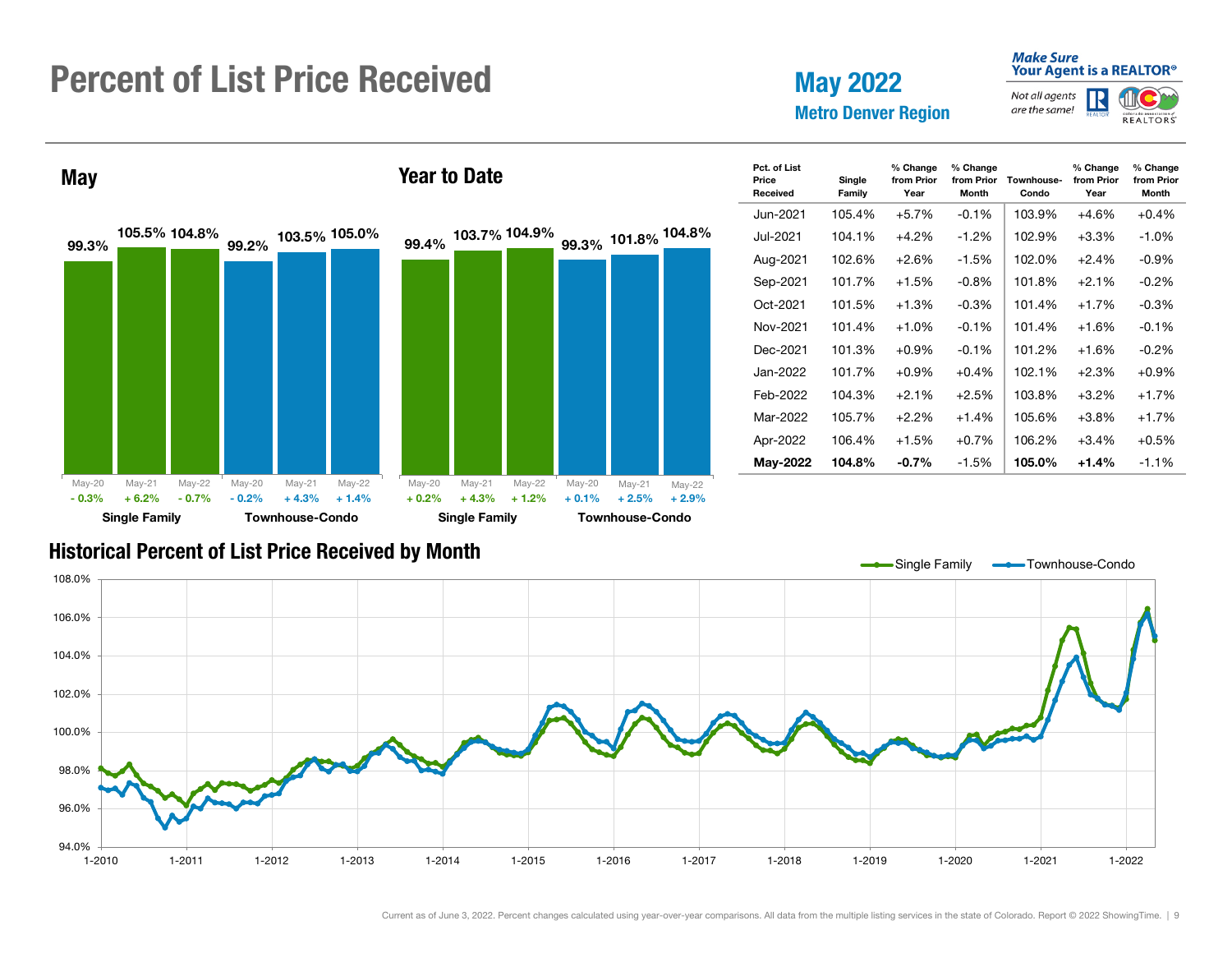# Percent of List Price Received

**May 2022**
**Metro Denver Region**

*Make Sure Your Agent is a REALTOR®*
*Not all agents are the same!*

## May

| | May-20 | May-21 | May-22 |
|---|---|---|---|
| Single Family | 99.3% | 105.5% | 104.8% |
| Change | - 0.3% | + 6.2% | - 0.7% |
| Townhouse-Condo | 99.2% | 103.5% | 105.0% |
| Change | - 0.2% | + 4.3% | + 1.4% |

## Year to Date

| | May-20 | May-21 | May-22 |
|---|---|---|---|
| Single Family | 99.4% | 103.7% | 104.9% |
| Change | + 0.2% | + 4.3% | + 1.2% |
| Townhouse-Condo | 99.3% | 101.8% | 104.8% |
| Change | + 0.1% | + 2.5% | + 2.9% |

| Pct. of List Price Received | Single Family | % Change from Prior Year | % Change from Prior Month | Townhouse-Condo | % Change from Prior Year | % Change from Prior Month |
|---|---|---|---|---|---|---|
| Jun-2021 | 105.4% | +5.7% | -0.1% | 103.9% | +4.6% | +0.4% |
| Jul-2021 | 104.1% | +4.2% | -1.2% | 102.9% | +3.3% | -1.0% |
| Aug-2021 | 102.6% | +2.6% | -1.5% | 102.0% | +2.4% | -0.9% |
| Sep-2021 | 101.7% | +1.5% | -0.8% | 101.8% | +2.1% | -0.2% |
| Oct-2021 | 101.5% | +1.3% | -0.3% | 101.4% | +1.7% | -0.3% |
| Nov-2021 | 101.4% | +1.0% | -0.1% | 101.4% | +1.6% | -0.1% |
| Dec-2021 | 101.3% | +0.9% | -0.1% | 101.2% | +1.6% | -0.2% |
| Jan-2022 | 101.7% | +0.9% | +0.4% | 102.1% | +2.3% | +0.9% |
| Feb-2022 | 104.3% | +2.1% | +2.5% | 103.8% | +3.2% | +1.7% |
| Mar-2022 | 105.7% | +2.2% | +1.4% | 105.6% | +3.8% | +1.7% |
| Apr-2022 | 106.4% | +1.5% | +0.7% | 106.2% | +3.4% | +0.5% |
| **May-2022** | **104.8%** | **-0.7%** | -1.5% | **105.0%** | **+1.4%** | -1.1% |

## Historical Percent of List Price Received by Month

Single Family — Townhouse-Condo

Current as of June 3, 2022. Percent changes calculated using year-over-year comparisons. All data from the multiple listing services in the state of Colorado. Report © 2022 ShowingTime.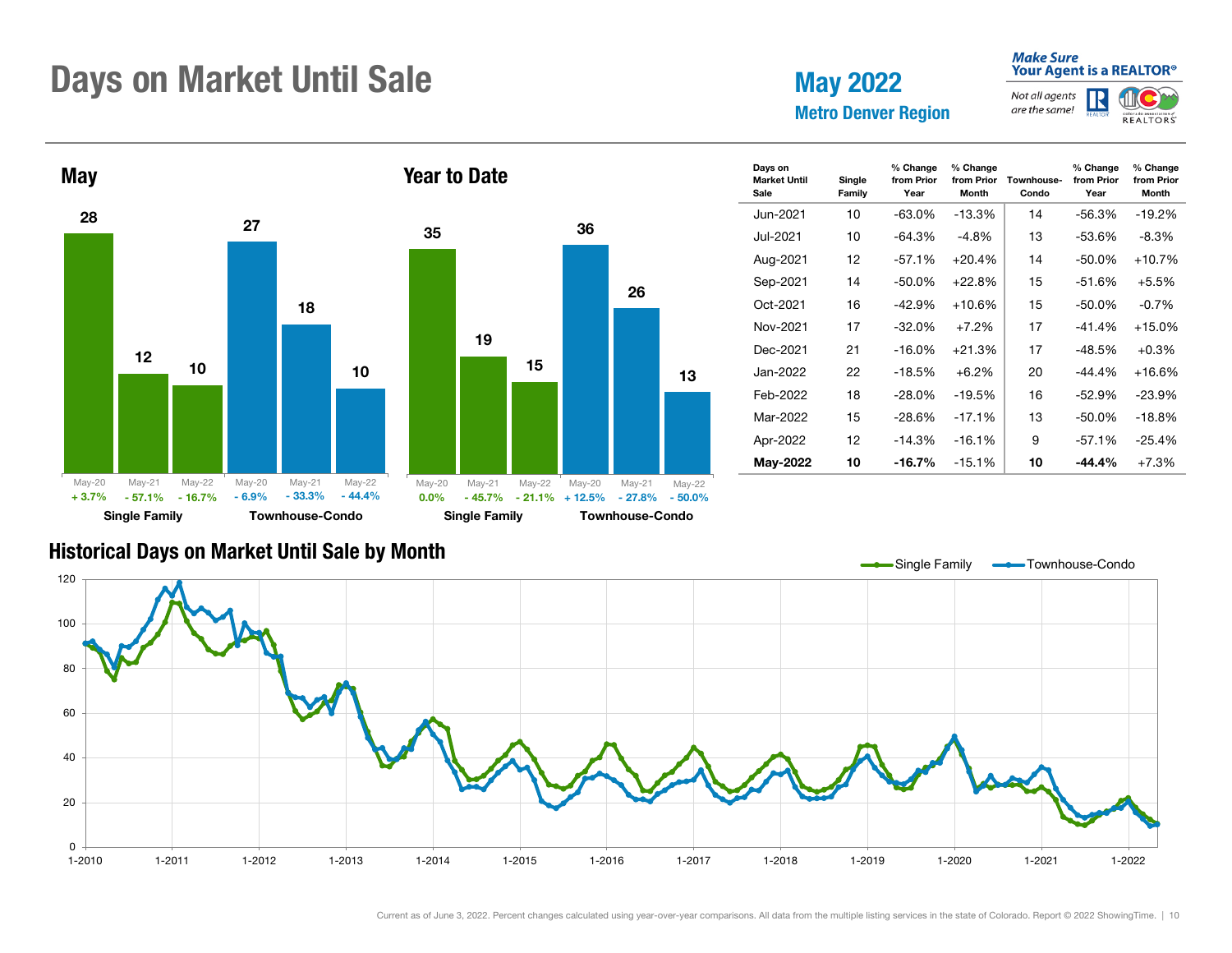# Days on Market Until Sale

**May 2022**
**Metro Denver Region**

*Make Sure Your Agent is a REALTOR®*
*Not all agents are the same!*

## May

| | May-20 | May-21 | May-22 |
|---|---|---|---|
| Single Family | 28 | 12 | 10 |
| % Change | + 3.7% | - 57.1% | - 16.7% |
| Townhouse-Condo | 27 | 18 | 10 |
| % Change | - 6.9% | - 33.3% | - 44.4% |

## Year to Date

| | May-20 | May-21 | May-22 |
|---|---|---|---|
| Single Family | 35 | 19 | 15 |
| % Change | 0.0% | - 45.7% | - 21.1% |
| Townhouse-Condo | 36 | 26 | 13 |
| % Change | + 12.5% | - 27.8% | - 50.0% |

| Days on Market Until Sale | Single Family | % Change from Prior Year | % Change from Prior Month | Townhouse-Condo | % Change from Prior Year | % Change from Prior Month |
|---|---|---|---|---|---|---|
| Jun-2021 | 10 | -63.0% | -13.3% | 14 | -56.3% | -19.2% |
| Jul-2021 | 10 | -64.3% | -4.8% | 13 | -53.6% | -8.3% |
| Aug-2021 | 12 | -57.1% | +20.4% | 14 | -50.0% | +10.7% |
| Sep-2021 | 14 | -50.0% | +22.8% | 15 | -51.6% | +5.5% |
| Oct-2021 | 16 | -42.9% | +10.6% | 15 | -50.0% | -0.7% |
| Nov-2021 | 17 | -32.0% | +7.2% | 17 | -41.4% | +15.0% |
| Dec-2021 | 21 | -16.0% | +21.3% | 17 | -48.5% | +0.3% |
| Jan-2022 | 22 | -18.5% | +6.2% | 20 | -44.4% | +16.6% |
| Feb-2022 | 18 | -28.0% | -19.5% | 16 | -52.9% | -23.9% |
| Mar-2022 | 15 | -28.6% | -17.1% | 13 | -50.0% | -18.8% |
| Apr-2022 | 12 | -14.3% | -16.1% | 9 | -57.1% | -25.4% |
| **May-2022** | **10** | **-16.7%** | -15.1% | **10** | **-44.4%** | +7.3% |

## Historical Days on Market Until Sale by Month

Single Family — Townhouse-Condo

Current as of June 3, 2022. Percent changes calculated using year-over-year comparisons. All data from the multiple listing services in the state of Colorado. Report © 2022 ShowingTime.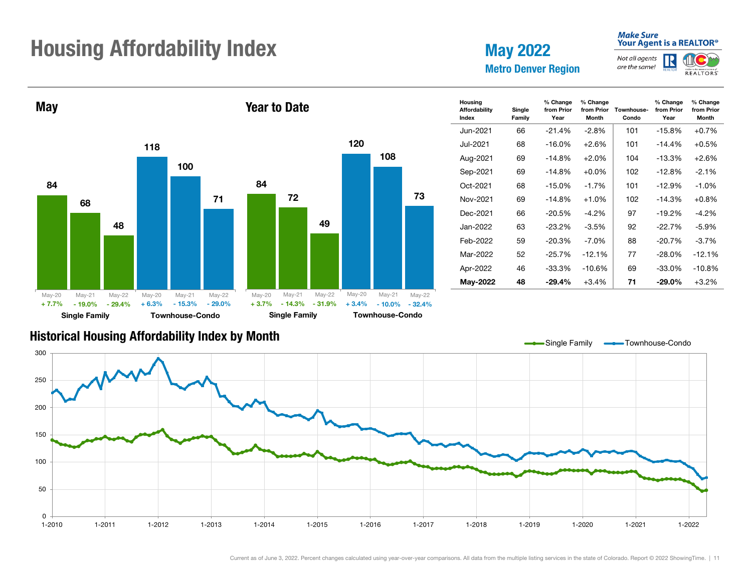# Housing Affordability Index

## May 2022

### Metro Denver Region

*Make Sure Your Agent is a REALTOR®*
*Not all agents are the same!*

## May

| | May-20 | May-21 | May-22 |
|---|---|---|---|
| Single Family | 84 | 68 | 48 |
| % Change | + 7.7% | - 19.0% | - 29.4% |
| Townhouse-Condo | 118 | 100 | 71 |
| % Change | + 6.3% | - 15.3% | - 29.0% |

## Year to Date

| | May-20 | May-21 | May-22 |
|---|---|---|---|
| Single Family | 84 | 72 | 49 |
| % Change | + 3.7% | - 14.3% | - 31.9% |
| Townhouse-Condo | 120 | 108 | 73 |
| % Change | + 3.4% | - 10.0% | - 32.4% |

| Housing Affordability Index | Single Family | % Change from Prior Year | % Change from Prior Month | Townhouse-Condo | % Change from Prior Year | % Change from Prior Month |
|---|---|---|---|---|---|---|
| Jun-2021 | 66 | -21.4% | -2.8% | 101 | -15.8% | +0.7% |
| Jul-2021 | 68 | -16.0% | +2.6% | 101 | -14.4% | +0.5% |
| Aug-2021 | 69 | -14.8% | +2.0% | 104 | -13.3% | +2.6% |
| Sep-2021 | 69 | -14.8% | +0.0% | 102 | -12.8% | -2.1% |
| Oct-2021 | 68 | -15.0% | -1.7% | 101 | -12.9% | -1.0% |
| Nov-2021 | 69 | -14.8% | +1.0% | 102 | -14.3% | +0.8% |
| Dec-2021 | 66 | -20.5% | -4.2% | 97 | -19.2% | -4.2% |
| Jan-2022 | 63 | -23.2% | -3.5% | 92 | -22.7% | -5.9% |
| Feb-2022 | 59 | -20.3% | -7.0% | 88 | -20.7% | -3.7% |
| Mar-2022 | 52 | -25.7% | -12.1% | 77 | -28.0% | -12.1% |
| Apr-2022 | 46 | -33.3% | -10.6% | 69 | -33.0% | -10.8% |
| **May-2022** | **48** | **-29.4%** | +3.4% | **71** | **-29.0%** | +3.2% |

## Historical Housing Affordability Index by Month

Single Family — Townhouse-Condo

Current as of June 3, 2022. Percent changes calculated using year-over-year comparisons. All data from the multiple listing services in the state of Colorado. Report © 2022 ShowingTime.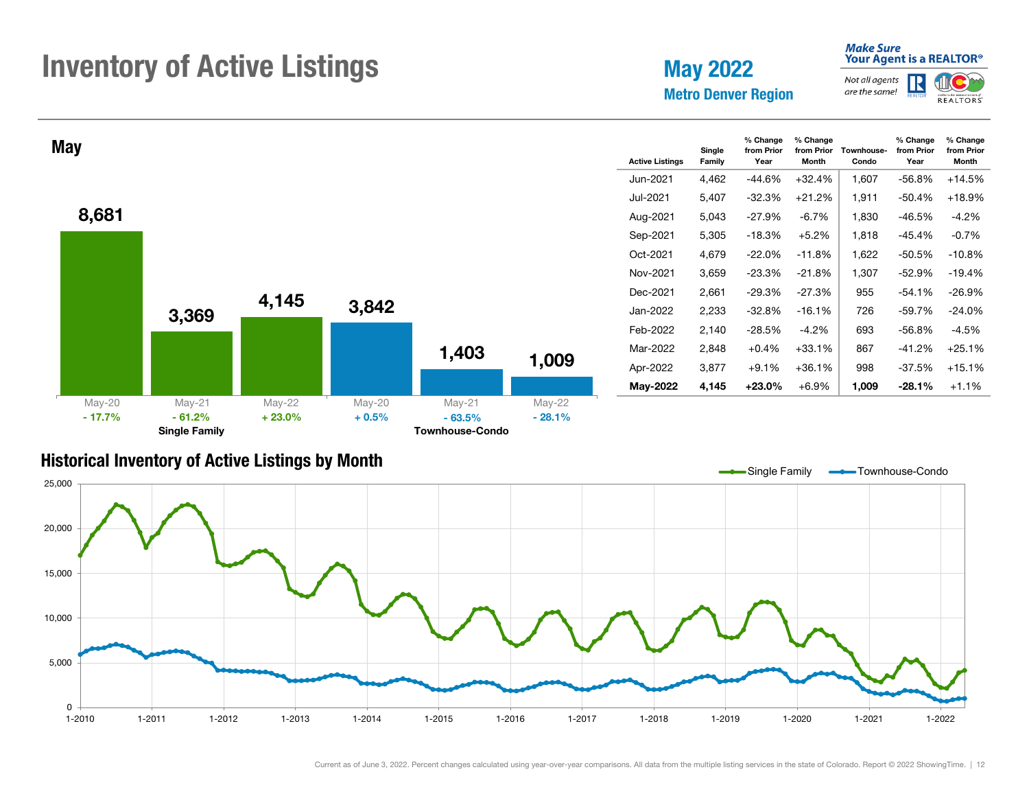# Inventory of Active Listings

## May 2022
### Metro Denver Region

*Make Sure Your Agent is a REALTOR®*
*Not all agents are the same!*

### May

| | May-20 | May-21 | May-22 |
|---|---|---|---|
| Single Family | 8,681 | 3,369 | 4,145 |
| % Change | - 17.7% | - 61.2% | + 23.0% |
| Townhouse-Condo | 3,842 | 1,403 | 1,009 |
| % Change | + 0.5% | - 63.5% | - 28.1% |

| Active Listings | Single Family | % Change from Prior Year | % Change from Prior Month | Townhouse-Condo | % Change from Prior Year | % Change from Prior Month |
|---|---|---|---|---|---|---|
| Jun-2021 | 4,462 | -44.6% | +32.4% | 1,607 | -56.8% | +14.5% |
| Jul-2021 | 5,407 | -32.3% | +21.2% | 1,911 | -50.4% | +18.9% |
| Aug-2021 | 5,043 | -27.9% | -6.7% | 1,830 | -46.5% | -4.2% |
| Sep-2021 | 5,305 | -18.3% | +5.2% | 1,818 | -45.4% | -0.7% |
| Oct-2021 | 4,679 | -22.0% | -11.8% | 1,622 | -50.5% | -10.8% |
| Nov-2021 | 3,659 | -23.3% | -21.8% | 1,307 | -52.9% | -19.4% |
| Dec-2021 | 2,661 | -29.3% | -27.3% | 955 | -54.1% | -26.9% |
| Jan-2022 | 2,233 | -32.8% | -16.1% | 726 | -59.7% | -24.0% |
| Feb-2022 | 2,140 | -28.5% | -4.2% | 693 | -56.8% | -4.5% |
| Mar-2022 | 2,848 | +0.4% | +33.1% | 867 | -41.2% | +25.1% |
| Apr-2022 | 3,877 | +9.1% | +36.1% | 998 | -37.5% | +15.1% |
| **May-2022** | **4,145** | **+23.0%** | +6.9% | **1,009** | **-28.1%** | +1.1% |

## Historical Inventory of Active Listings by Month

Current as of June 3, 2022. Percent changes calculated using year-over-year comparisons. All data from the multiple listing services in the state of Colorado. Report © 2022 ShowingTime.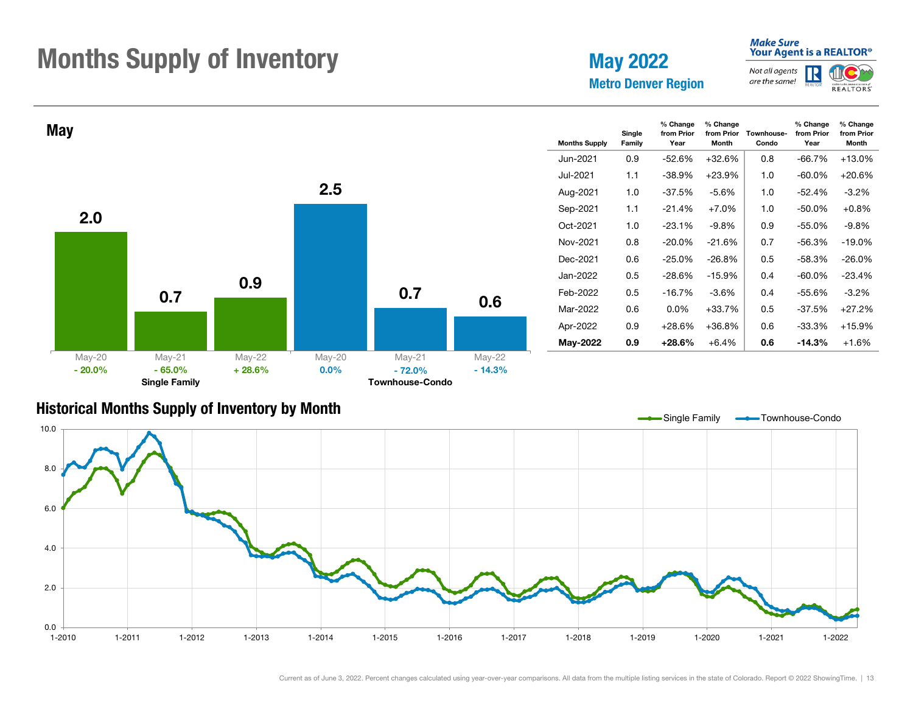# Months Supply of Inventory

## May 2022

### Metro Denver Region

Make Sure Your Agent is a REALTOR®

*Not all agents are the same!*

## May

| | May-20 | May-21 | May-22 |
|---|---|---|---|
| Single Family | 2.0 | 0.7 | 0.9 |
| % Change | - 20.0% | - 65.0% | + 28.6% |
| Townhouse-Condo | 2.5 | 0.7 | 0.6 |
| % Change | 0.0% | - 72.0% | - 14.3% |

| Months Supply | Single Family | % Change from Prior Year | % Change from Prior Month | Townhouse-Condo | % Change from Prior Year | % Change from Prior Month |
|---|---|---|---|---|---|---|
| Jun-2021 | 0.9 | -52.6% | +32.6% | 0.8 | -66.7% | +13.0% |
| Jul-2021 | 1.1 | -38.9% | +23.9% | 1.0 | -60.0% | +20.6% |
| Aug-2021 | 1.0 | -37.5% | -5.6% | 1.0 | -52.4% | -3.2% |
| Sep-2021 | 1.1 | -21.4% | +7.0% | 1.0 | -50.0% | +0.8% |
| Oct-2021 | 1.0 | -23.1% | -9.8% | 0.9 | -55.0% | -9.8% |
| Nov-2021 | 0.8 | -20.0% | -21.6% | 0.7 | -56.3% | -19.0% |
| Dec-2021 | 0.6 | -25.0% | -26.8% | 0.5 | -58.3% | -26.0% |
| Jan-2022 | 0.5 | -28.6% | -15.9% | 0.4 | -60.0% | -23.4% |
| Feb-2022 | 0.5 | -16.7% | -3.6% | 0.4 | -55.6% | -3.2% |
| Mar-2022 | 0.6 | 0.0% | +33.7% | 0.5 | -37.5% | +27.2% |
| Apr-2022 | 0.9 | +28.6% | +36.8% | 0.6 | -33.3% | +15.9% |
| **May-2022** | **0.9** | **+28.6%** | +6.4% | **0.6** | **-14.3%** | +1.6% |

## Historical Months Supply of Inventory by Month

Single Family / Townhouse-Condo

Current as of June 3, 2022. Percent changes calculated using year-over-year comparisons. All data from the multiple listing services in the state of Colorado. Report © 2022 ShowingTime.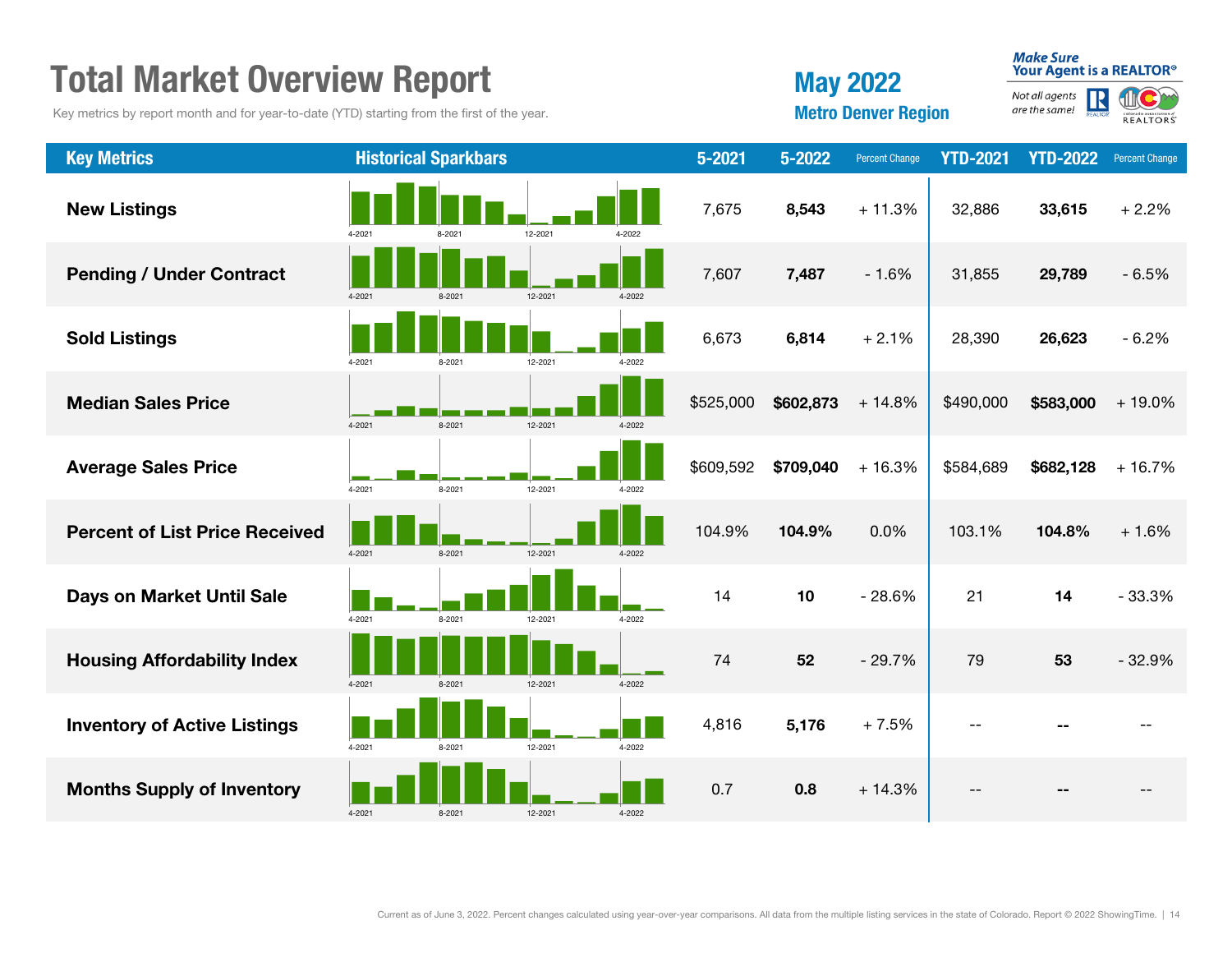# Total Market Overview Report

Key metrics by report month and for year-to-date (YTD) starting from the first of the year.

## May 2022

### Metro Denver Region

*Make Sure Your Agent is a REALTOR®* — *Not all agents are the same!*

| Key Metrics | Historical Sparkbars | 5-2021 | 5-2022 | Percent Change | YTD-2021 | YTD-2022 | Percent Change |
|---|---|---|---|---|---|---|---|
| New Listings | 4-2021 8-2021 12-2021 4-2022 | 7,675 | **8,543** | + 11.3% | 32,886 | **33,615** | + 2.2% |
| Pending / Under Contract | 4-2021 8-2021 12-2021 4-2022 | 7,607 | **7,487** | - 1.6% | 31,855 | **29,789** | - 6.5% |
| Sold Listings | 4-2021 8-2021 12-2021 4-2022 | 6,673 | **6,814** | + 2.1% | 28,390 | **26,623** | - 6.2% |
| Median Sales Price | 4-2021 8-2021 12-2021 4-2022 | $525,000 | **$602,873** | + 14.8% | $490,000 | **$583,000** | + 19.0% |
| Average Sales Price | 4-2021 8-2021 12-2021 4-2022 | $609,592 | **$709,040** | + 16.3% | $584,689 | **$682,128** | + 16.7% |
| Percent of List Price Received | 4-2021 8-2021 12-2021 4-2022 | 104.9% | **104.9%** | 0.0% | 103.1% | **104.8%** | + 1.6% |
| Days on Market Until Sale | 4-2021 8-2021 12-2021 4-2022 | 14 | **10** | - 28.6% | 21 | **14** | - 33.3% |
| Housing Affordability Index | 4-2021 8-2021 12-2021 4-2022 | 74 | **52** | - 29.7% | 79 | **53** | - 32.9% |
| Inventory of Active Listings | 4-2021 8-2021 12-2021 4-2022 | 4,816 | **5,176** | + 7.5% | -- | **--** | -- |
| Months Supply of Inventory | 4-2021 8-2021 12-2021 4-2022 | 0.7 | **0.8** | + 14.3% | -- | **--** | -- |

Current as of June 3, 2022. Percent changes calculated using year-over-year comparisons. All data from the multiple listing services in the state of Colorado. Report © 2022 ShowingTime.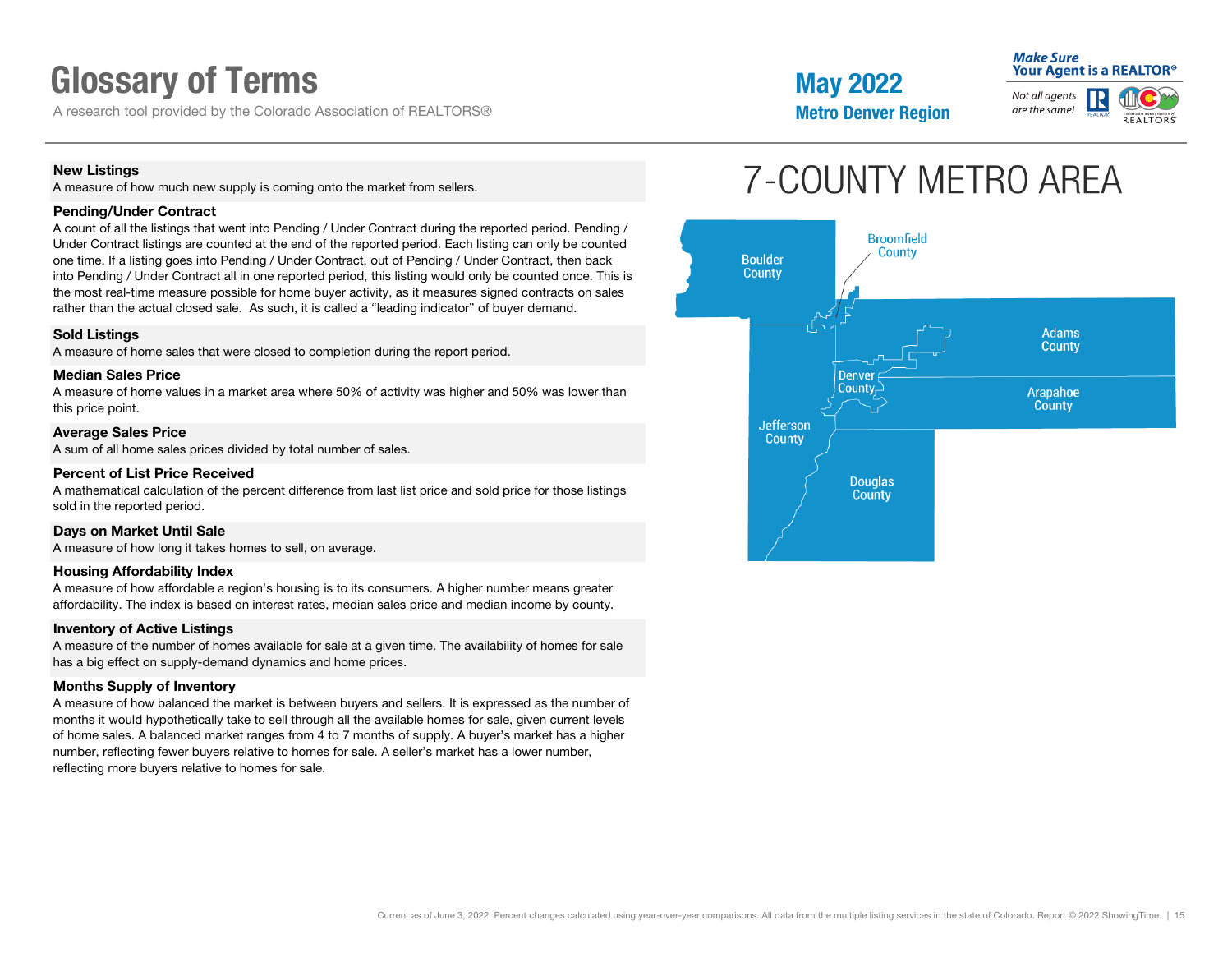# Glossary of Terms

A research tool provided by the Colorado Association of REALTORS®

**May 2022**
**Metro Denver Region**

*Make Sure Your Agent is a REALTOR®*
*Not all agents are the same!*

**New Listings**
A measure of how much new supply is coming onto the market from sellers.

**Pending/Under Contract**
A count of all the listings that went into Pending / Under Contract during the reported period. Pending / Under Contract listings are counted at the end of the reported period. Each listing can only be counted one time. If a listing goes into Pending / Under Contract, out of Pending / Under Contract, then back into Pending / Under Contract all in one reported period, this listing would only be counted once. This is the most real-time measure possible for home buyer activity, as it measures signed contracts on sales rather than the actual closed sale. As such, it is called a "leading indicator" of buyer demand.

**Sold Listings**
A measure of home sales that were closed to completion during the report period.

**Median Sales Price**
A measure of home values in a market area where 50% of activity was higher and 50% was lower than this price point.

**Average Sales Price**
A sum of all home sales prices divided by total number of sales.

**Percent of List Price Received**
A mathematical calculation of the percent difference from last list price and sold price for those listings sold in the reported period.

**Days on Market Until Sale**
A measure of how long it takes homes to sell, on average.

**Housing Affordability Index**
A measure of how affordable a region's housing is to its consumers. A higher number means greater affordability. The index is based on interest rates, median sales price and median income by county.

**Inventory of Active Listings**
A measure of the number of homes available for sale at a given time. The availability of homes for sale has a big effect on supply-demand dynamics and home prices.

**Months Supply of Inventory**
A measure of how balanced the market is between buyers and sellers. It is expressed as the number of months it would hypothetically take to sell through all the available homes for sale, given current levels of home sales. A balanced market ranges from 4 to 7 months of supply. A buyer's market has a higher number, reflecting fewer buyers relative to homes for sale. A seller's market has a lower number, reflecting more buyers relative to homes for sale.

## 7-COUNTY METRO AREA

Boulder County
Broomfield County
Adams County
Denver County
Arapahoe County
Jefferson County
Douglas County

Current as of June 3, 2022. Percent changes calculated using year-over-year comparisons. All data from the multiple listing services in the state of Colorado. Report © 2022 ShowingTime.